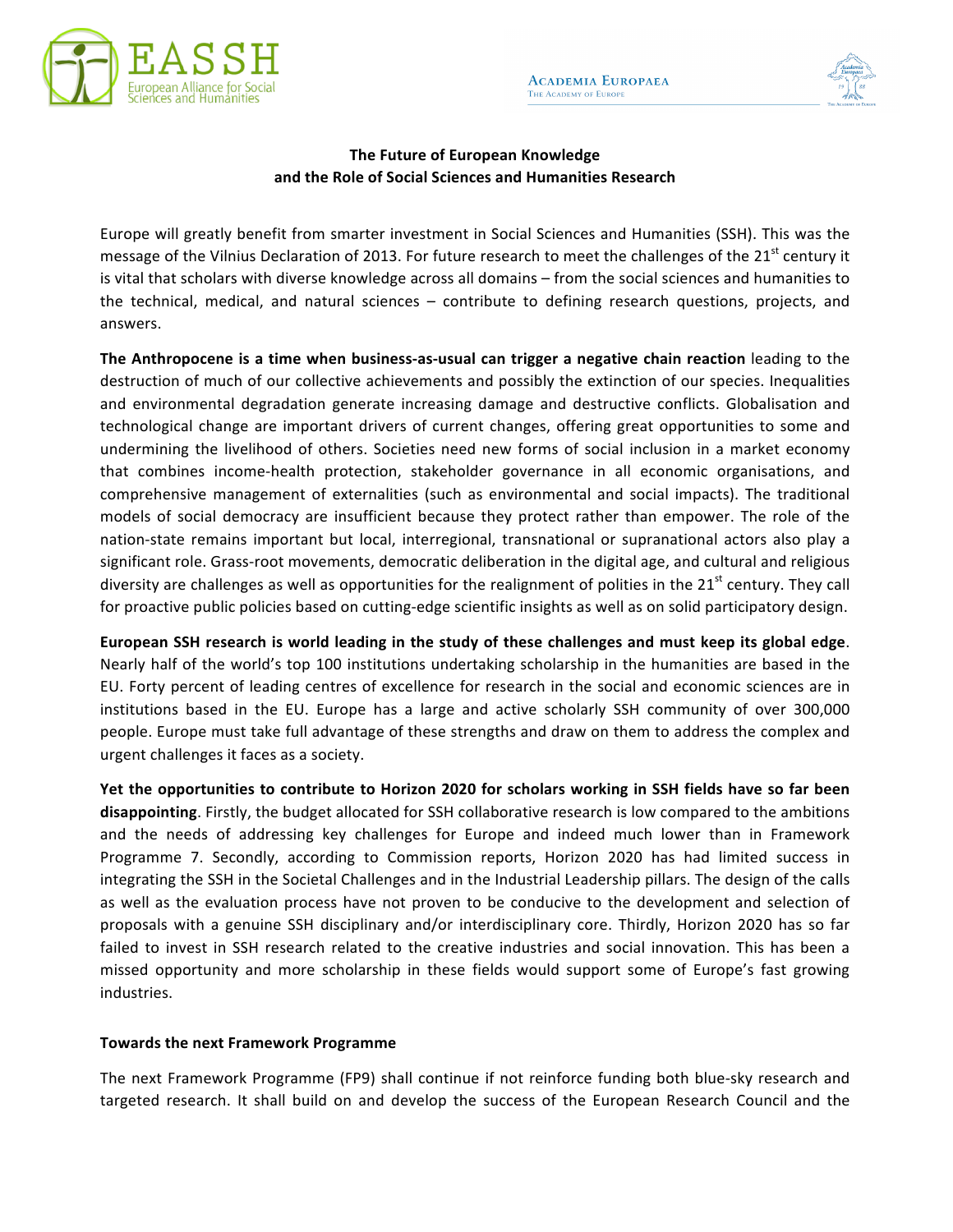# The Future of European Knowledge and the Role of Social Sciences and Humanities Research

Europe will greatly benefit from smarter investment in Social Sciences and Humanities (SSH). This was the message of the Vilnius Declaration of 2013. For future research to meet the challenges of the 21st century it is vital that scholars with diverse knowledge across all domains – from the social sciences and humanities to the technical, medical, and natural sciences – contribute to defining research questions, projects, and answers.

**The Anthropocene is a time when business-as-usual can trigger a negative chain reaction** leading to the destruction of much of our collective achievements and possibly the extinction of our species. Inequalities and environmental degradation generate increasing damage and destructive conflicts. Globalisation and technological change are important drivers of current changes, offering great opportunities to some and undermining the livelihood of others. Societies need new forms of social inclusion in a market economy that combines income-health protection, stakeholder governance in all economic organisations, and comprehensive management of externalities (such as environmental and social impacts). The traditional models of social democracy are insufficient because they protect rather than empower. The role of the nation-state remains important but local, interregional, transnational or supranational actors also play a significant role. Grass-root movements, democratic deliberation in the digital age, and cultural and religious diversity are challenges as well as opportunities for the realignment of polities in the 21st century. They call for proactive public policies based on cutting-edge scientific insights as well as on solid participatory design.

**European SSH research is world leading in the study of these challenges and must keep its global edge**. Nearly half of the world's top 100 institutions undertaking scholarship in the humanities are based in the EU. Forty percent of leading centres of excellence for research in the social and economic sciences are in institutions based in the EU. Europe has a large and active scholarly SSH community of over 300,000 people. Europe must take full advantage of these strengths and draw on them to address the complex and urgent challenges it faces as a society.

**Yet the opportunities to contribute to Horizon 2020 for scholars working in SSH fields have so far been disappointing**. Firstly, the budget allocated for SSH collaborative research is low compared to the ambitions and the needs of addressing key challenges for Europe and indeed much lower than in Framework Programme 7. Secondly, according to Commission reports, Horizon 2020 has had limited success in integrating the SSH in the Societal Challenges and in the Industrial Leadership pillars. The design of the calls as well as the evaluation process have not proven to be conducive to the development and selection of proposals with a genuine SSH disciplinary and/or interdisciplinary core. Thirdly, Horizon 2020 has so far failed to invest in SSH research related to the creative industries and social innovation. This has been a missed opportunity and more scholarship in these fields would support some of Europe's fast growing industries.

## Towards the next Framework Programme

The next Framework Programme (FP9) shall continue if not reinforce funding both blue-sky research and targeted research. It shall build on and develop the success of the European Research Council and the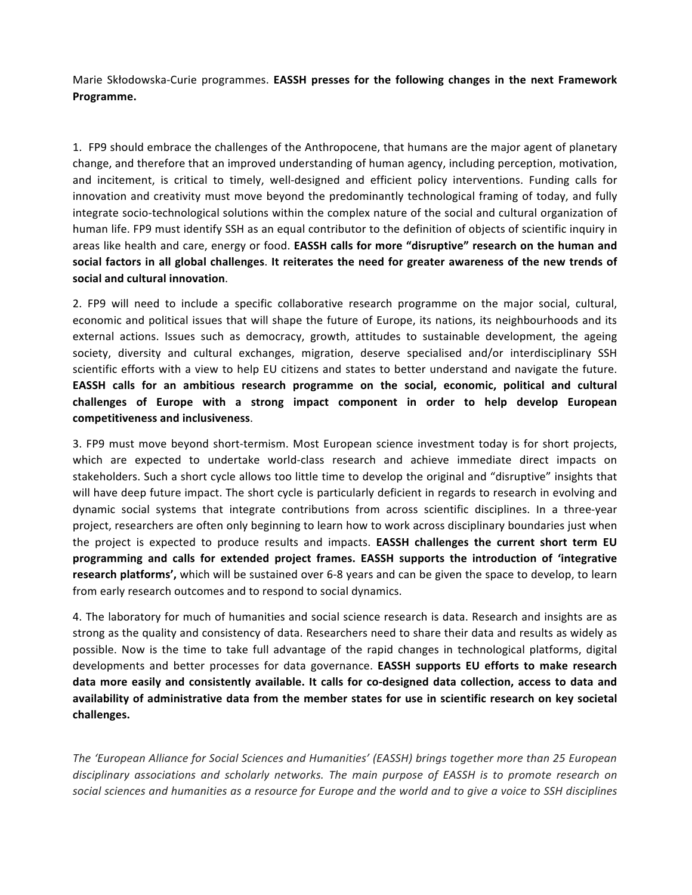Marie Skłodowska-Curie programmes. **EASSH presses for the following changes in the next Framework Programme.**

1. FP9 should embrace the challenges of the Anthropocene, that humans are the major agent of planetary change, and therefore that an improved understanding of human agency, including perception, motivation, and incitement, is critical to timely, well-designed and efficient policy interventions. Funding calls for innovation and creativity must move beyond the predominantly technological framing of today, and fully integrate socio-technological solutions within the complex nature of the social and cultural organization of human life. FP9 must identify SSH as an equal contributor to the definition of objects of scientific inquiry in areas like health and care, energy or food. **EASSH calls for more "disruptive" research on the human and social factors in all global challenges**. **It reiterates the need for greater awareness of the new trends of social and cultural innovation**.

2. FP9 will need to include a specific collaborative research programme on the major social, cultural, economic and political issues that will shape the future of Europe, its nations, its neighbourhoods and its external actions. Issues such as democracy, growth, attitudes to sustainable development, the ageing society, diversity and cultural exchanges, migration, deserve specialised and/or interdisciplinary SSH scientific efforts with a view to help EU citizens and states to better understand and navigate the future. **EASSH calls for an ambitious research programme on the social, economic, political and cultural challenges of Europe with a strong impact component in order to help develop European competitiveness and inclusiveness**.

3. FP9 must move beyond short-termism. Most European science investment today is for short projects, which are expected to undertake world-class research and achieve immediate direct impacts on stakeholders. Such a short cycle allows too little time to develop the original and "disruptive" insights that will have deep future impact. The short cycle is particularly deficient in regards to research in evolving and dynamic social systems that integrate contributions from across scientific disciplines. In a three-year project, researchers are often only beginning to learn how to work across disciplinary boundaries just when the project is expected to produce results and impacts. **EASSH challenges the current short term EU programming and calls for extended project frames. EASSH supports the introduction of 'integrative research platforms',** which will be sustained over 6-8 years and can be given the space to develop, to learn from early research outcomes and to respond to social dynamics.

4. The laboratory for much of humanities and social science research is data. Research and insights are as strong as the quality and consistency of data. Researchers need to share their data and results as widely as possible. Now is the time to take full advantage of the rapid changes in technological platforms, digital developments and better processes for data governance. **EASSH supports EU efforts to make research data more easily and consistently available. It calls for co-designed data collection, access to data and availability of administrative data from the member states for use in scientific research on key societal challenges.**

*The 'European Alliance for Social Sciences and Humanities' (EASSH) brings together more than 25 European disciplinary associations and scholarly networks. The main purpose of EASSH is to promote research on social sciences and humanities as a resource for Europe and the world and to give a voice to SSH disciplines*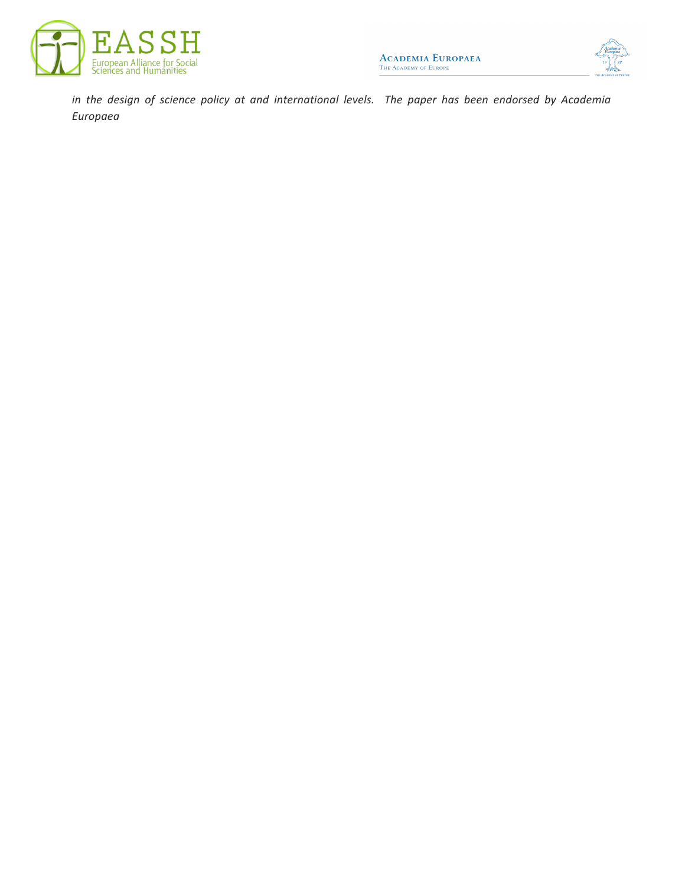*in the design of science policy at and international levels. The paper has been endorsed by Academia Europaea*